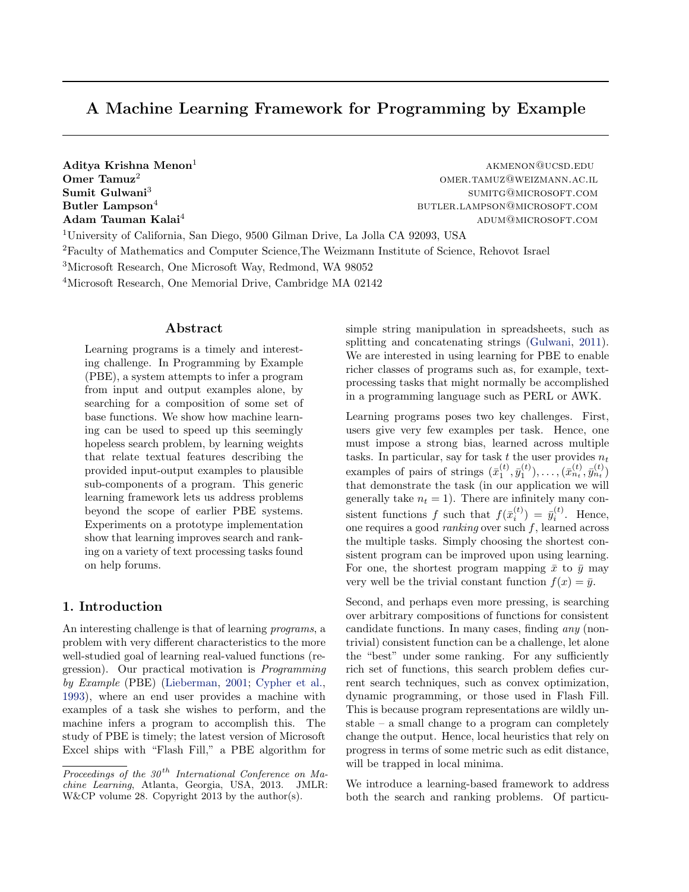# A Machine Learning Framework for Programming by Example

**Aditya Krishna Menon**[1] AKMENON@UCSD.EDU
**Omer Tamuz**[2] OMER.TAMUZ@WEIZMANN.AC.IL
**Sumit Gulwani**[3] SUMITG@MICROSOFT.COM
**Butler Lampson**[4] BUTLER.LAMPSON@MICROSOFT.COM
**Adam Tauman Kalai**[4] ADUM@MICROSOFT.COM

[1]University of California, San Diego, 9500 Gilman Drive, La Jolla CA 92093, USA
[2]Faculty of Mathematics and Computer Science,The Weizmann Institute of Science, Rehovot Israel
[3]Microsoft Research, One Microsoft Way, Redmond, WA 98052
[4]Microsoft Research, One Memorial Drive, Cambridge MA 02142

## Abstract

Learning programs is a timely and interesting challenge. In Programming by Example (PBE), a system attempts to infer a program from input and output examples alone, by searching for a composition of some set of base functions. We show how machine learning can be used to speed up this seemingly hopeless search problem, by learning weights that relate textual features describing the provided input-output examples to plausible sub-components of a program. This generic learning framework lets us address problems beyond the scope of earlier PBE systems. Experiments on a prototype implementation show that learning improves search and ranking on a variety of text processing tasks found on help forums.

## 1. Introduction

An interesting challenge is that of learning *programs*, a problem with very different characteristics to the more well-studied goal of learning real-valued functions (regression). Our practical motivation is *Programming by Example* (PBE) (Lieberman, 2001; Cypher et al., 1993), where an end user provides a machine with examples of a task she wishes to perform, and the machine infers a program to accomplish this. The study of PBE is timely; the latest version of Microsoft Excel ships with "Flash Fill," a PBE algorithm for simple string manipulation in spreadsheets, such as splitting and concatenating strings (Gulwani, 2011). We are interested in using learning for PBE to enable richer classes of programs such as, for example, text-processing tasks that might normally be accomplished in a programming language such as PERL or AWK.

Learning programs poses two key challenges. First, users give very few examples per task. Hence, one must impose a strong bias, learned across multiple tasks. In particular, say for task $t$ the user provides $n_t$ examples of pairs of strings $(\bar{x}_1^{(t)}, \bar{y}_1^{(t)}), \ldots, (\bar{x}_{n_t}^{(t)}, \bar{y}_{n_t}^{(t)})$ that demonstrate the task (in our application we will generally take $n_t = 1$). There are infinitely many consistent functions $f$ such that $f(\bar{x}_i^{(t)}) = \bar{y}_i^{(t)}$. Hence, one requires a good *ranking* over such $f$, learned across the multiple tasks. Simply choosing the shortest consistent program can be improved upon using learning. For one, the shortest program mapping $\bar{x}$ to $\bar{y}$ may very well be the trivial constant function $f(x) = \bar{y}$.

Second, and perhaps even more pressing, is searching over arbitrary compositions of functions for consistent candidate functions. In many cases, finding *any* (non-trivial) consistent function can be a challenge, let alone the "best" under some ranking. For any sufficiently rich set of functions, this search problem defies current search techniques, such as convex optimization, dynamic programming, or those used in Flash Fill. This is because program representations are wildly unstable – a small change to a program can completely change the output. Hence, local heuristics that rely on progress in terms of some metric such as edit distance, will be trapped in local minima.

We introduce a learning-based framework to address both the search and ranking problems. Of particu-

*Proceedings of the 30th International Conference on Machine Learning*, Atlanta, Georgia, USA, 2013. JMLR: W&CP volume 28. Copyright 2013 by the author(s).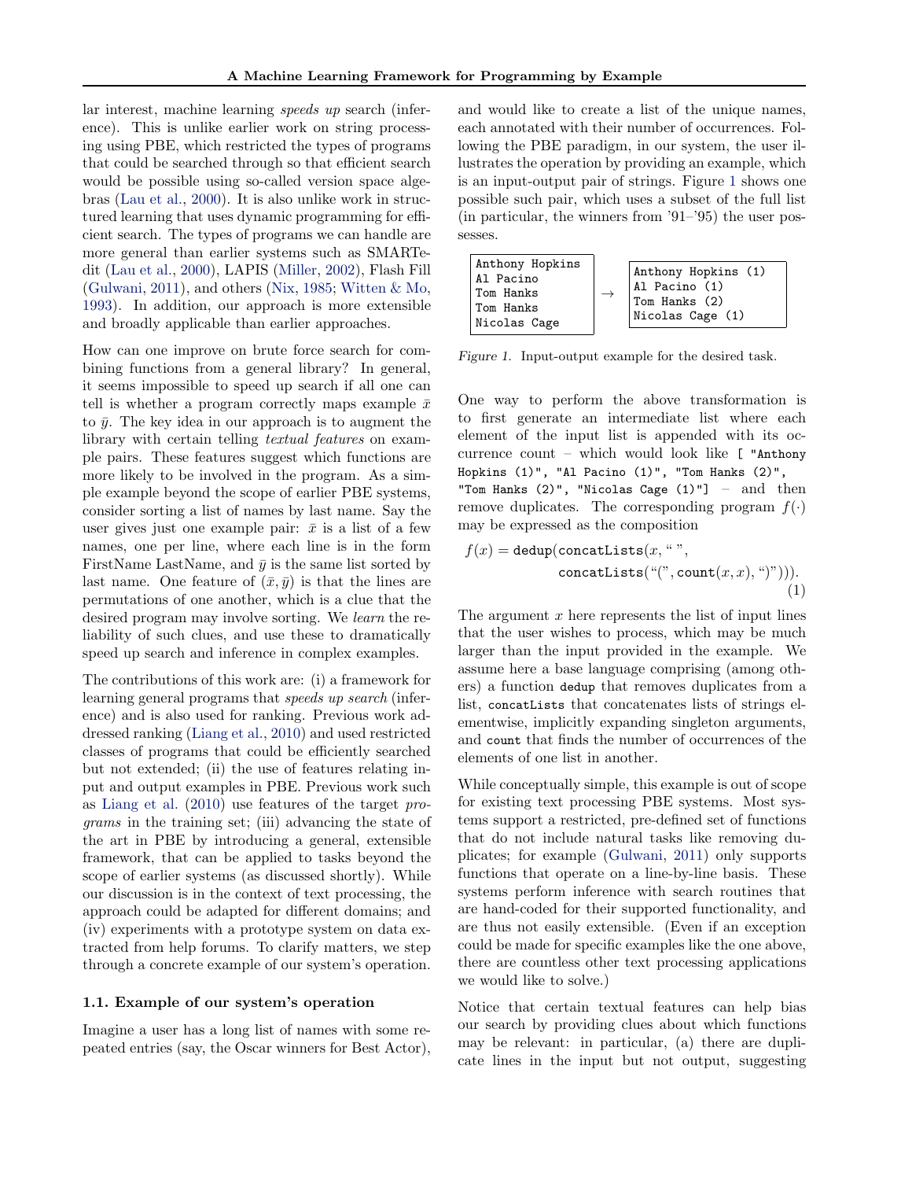lar interest, machine learning *speeds up* search (inference). This is unlike earlier work on string processing using PBE, which restricted the types of programs that could be searched through so that efficient search would be possible using so-called version space algebras (Lau et al., 2000). It is also unlike work in structured learning that uses dynamic programming for efficient search. The types of programs we can handle are more general than earlier systems such as SMARTedit (Lau et al., 2000), LAPIS (Miller, 2002), Flash Fill (Gulwani, 2011), and others (Nix, 1985; Witten & Mo, 1993). In addition, our approach is more extensible and broadly applicable than earlier approaches.

How can one improve on brute force search for combining functions from a general library? In general, it seems impossible to speed up search if all one can tell is whether a program correctly maps example $\bar{x}$ to $\bar{y}$. The key idea in our approach is to augment the library with certain telling *textual features* on example pairs. These features suggest which functions are more likely to be involved in the program. As a simple example beyond the scope of earlier PBE systems, consider sorting a list of names by last name. Say the user gives just one example pair: $\bar{x}$ is a list of a few names, one per line, where each line is in the form FirstName LastName, and $\bar{y}$ is the same list sorted by last name. One feature of $(\bar{x}, \bar{y})$ is that the lines are permutations of one another, which is a clue that the desired program may involve sorting. We *learn* the reliability of such clues, and use these to dramatically speed up search and inference in complex examples.

The contributions of this work are: (i) a framework for learning general programs that *speeds up search* (inference) and is also used for ranking. Previous work addressed ranking (Liang et al., 2010) and used restricted classes of programs that could be efficiently searched but not extended; (ii) the use of features relating input and output examples in PBE. Previous work such as Liang et al. (2010) use features of the target *programs* in the training set; (iii) advancing the state of the art in PBE by introducing a general, extensible framework, that can be applied to tasks beyond the scope of earlier systems (as discussed shortly). While our discussion is in the context of text processing, the approach could be adapted for different domains; and (iv) experiments with a prototype system on data extracted from help forums. To clarify matters, we step through a concrete example of our system's operation.

### 1.1. Example of our system's operation

Imagine a user has a long list of names with some repeated entries (say, the Oscar winners for Best Actor), and would like to create a list of the unique names, each annotated with their number of occurrences. Following the PBE paradigm, in our system, the user illustrates the operation by providing an example, which is an input-output pair of strings. Figure 1 shows one possible such pair, which uses a subset of the full list (in particular, the winners from '91–'95) the user possesses.

| Input | | Output |
|---|---|---|
| Anthony Hopkins<br>Al Pacino<br>Tom Hanks<br>Tom Hanks<br>Nicolas Cage | → | Anthony Hopkins (1)<br>Al Pacino (1)<br>Tom Hanks (2)<br>Nicolas Cage (1) |

*Figure 1.* Input-output example for the desired task.

One way to perform the above transformation is to first generate an intermediate list where each element of the input list is appended with its occurrence count – which would look like `[ "Anthony Hopkins (1)", "Al Pacino (1)", "Tom Hanks (2)", "Tom Hanks (2)", "Nicolas Cage (1)"]` – and then remove duplicates. The corresponding program $f(\cdot)$ may be expressed as the composition

$$f(x) = \texttt{dedup}(\texttt{concatLists}(x, \text{`` ''}, \texttt{concatLists}(\text{``(''}, \texttt{count}(x, x), \text{``)''}))). \quad (1)$$

The argument $x$ here represents the list of input lines that the user wishes to process, which may be much larger than the input provided in the example. We assume here a base language comprising (among others) a function `dedup` that removes duplicates from a list, `concatLists` that concatenates lists of strings elementwise, implicitly expanding singleton arguments, and `count` that finds the number of occurrences of the elements of one list in another.

While conceptually simple, this example is out of scope for existing text processing PBE systems. Most systems support a restricted, pre-defined set of functions that do not include natural tasks like removing duplicates; for example (Gulwani, 2011) only supports functions that operate on a line-by-line basis. These systems perform inference with search routines that are hand-coded for their supported functionality, and are thus not easily extensible. (Even if an exception could be made for specific examples like the one above, there are countless other text processing applications we would like to solve.)

Notice that certain textual features can help bias our search by providing clues about which functions may be relevant: in particular, (a) there are duplicate lines in the input but not output, suggesting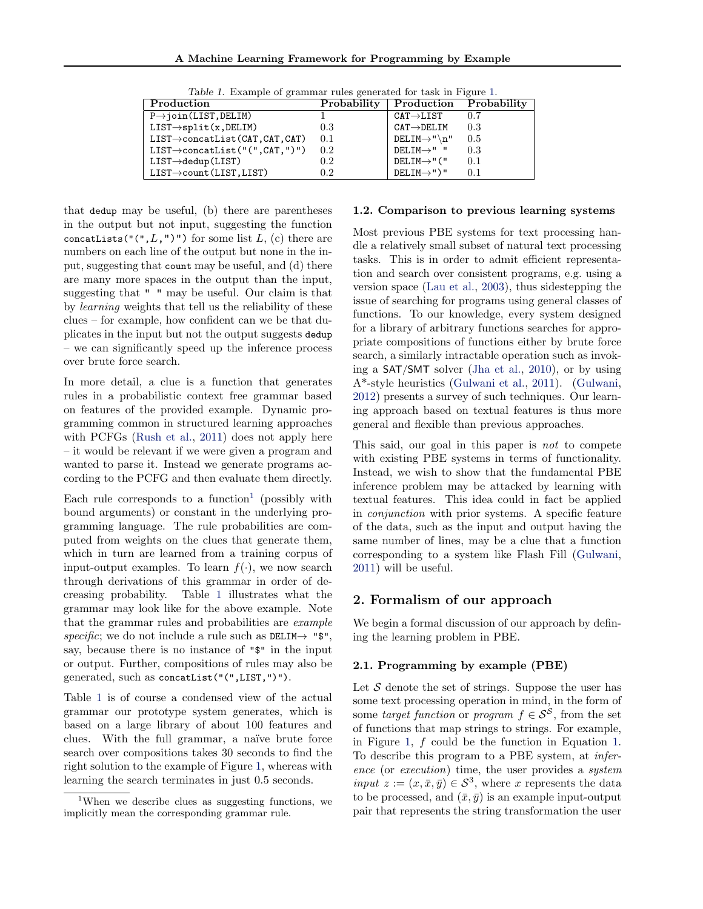Table 1. Example of grammar rules generated for task in Figure 1.

| Production | Probability | Production | Probability |
|---|---|---|---|
| P→join(LIST,DELIM) | 1 | CAT→LIST | 0.7 |
| LIST→split(x,DELIM) | 0.3 | CAT→DELIM | 0.3 |
| LIST→concatList(CAT,CAT,CAT) | 0.1 | DELIM→"\n" | 0.5 |
| LIST→concatList("(",CAT,")") | 0.2 | DELIM→" " | 0.3 |
| LIST→dedup(LIST) | 0.2 | DELIM→"(" | 0.1 |
| LIST→count(LIST,LIST) | 0.2 | DELIM→")" | 0.1 |

that `dedup` may be useful, (b) there are parentheses in the output but not input, suggesting the function `concatLists("(",L,")")` for some list $L$, (c) there are numbers on each line of the output but none in the input, suggesting that `count` may be useful, and (d) there are many more spaces in the output than the input, suggesting that `" "` may be useful. Our claim is that by *learning* weights that tell us the reliability of these clues – for example, how confident can we be that duplicates in the input but not the output suggests `dedup` – we can significantly speed up the inference process over brute force search.

In more detail, a clue is a function that generates rules in a probabilistic context free grammar based on features of the provided example. Dynamic programming common in structured learning approaches with PCFGs (Rush et al., 2011) does not apply here – it would be relevant if we were given a program and wanted to parse it. Instead we generate programs according to the PCFG and then evaluate them directly.

Each rule corresponds to a function[1] (possibly with bound arguments) or constant in the underlying programming language. The rule probabilities are computed from weights on the clues that generate them, which in turn are learned from a training corpus of input-output examples. To learn $f(\cdot)$, we now search through derivations of this grammar in order of decreasing probability. Table 1 illustrates what the grammar may look like for the above example. Note that the grammar rules and probabilities are *example specific*; we do not include a rule such as `DELIM→ "$"`, say, because there is no instance of `"$"` in the input or output. Further, compositions of rules may also be generated, such as `concatList("(",LIST,")")`.

Table 1 is of course a condensed view of the actual grammar our prototype system generates, which is based on a large library of about 100 features and clues. With the full grammar, a naïve brute force search over compositions takes 30 seconds to find the right solution to the example of Figure 1, whereas with learning the search terminates in just 0.5 seconds.

[1]When we describe clues as suggesting functions, we implicitly mean the corresponding grammar rule.

### 1.2. Comparison to previous learning systems

Most previous PBE systems for text processing handle a relatively small subset of natural text processing tasks. This is in order to admit efficient representation and search over consistent programs, e.g. using a version space (Lau et al., 2003), thus sidestepping the issue of searching for programs using general classes of functions. To our knowledge, every system designed for a library of arbitrary functions searches for appropriate compositions of functions either by brute force search, a similarly intractable operation such as invoking a SAT/SMT solver (Jha et al., 2010), or by using A*-style heuristics (Gulwani et al., 2011). (Gulwani, 2012) presents a survey of such techniques. Our learning approach based on textual features is thus more general and flexible than previous approaches.

This said, our goal in this paper is *not* to compete with existing PBE systems in terms of functionality. Instead, we wish to show that the fundamental PBE inference problem may be attacked by learning with textual features. This idea could in fact be applied in *conjunction* with prior systems. A specific feature of the data, such as the input and output having the same number of lines, may be a clue that a function corresponding to a system like Flash Fill (Gulwani, 2011) will be useful.

## 2. Formalism of our approach

We begin a formal discussion of our approach by defining the learning problem in PBE.

### 2.1. Programming by example (PBE)

Let $\mathcal{S}$ denote the set of strings. Suppose the user has some text processing operation in mind, in the form of some *target function* or *program* $f \in \mathcal{S}^{\mathcal{S}}$, from the set of functions that map strings to strings. For example, in Figure 1, $f$ could be the function in Equation 1. To describe this program to a PBE system, at *inference* (or *execution*) time, the user provides a *system input* $z := (x, \bar{x}, \bar{y}) \in \mathcal{S}^3$, where $x$ represents the data to be processed, and $(\bar{x}, \bar{y})$ is an example input-output pair that represents the string transformation the user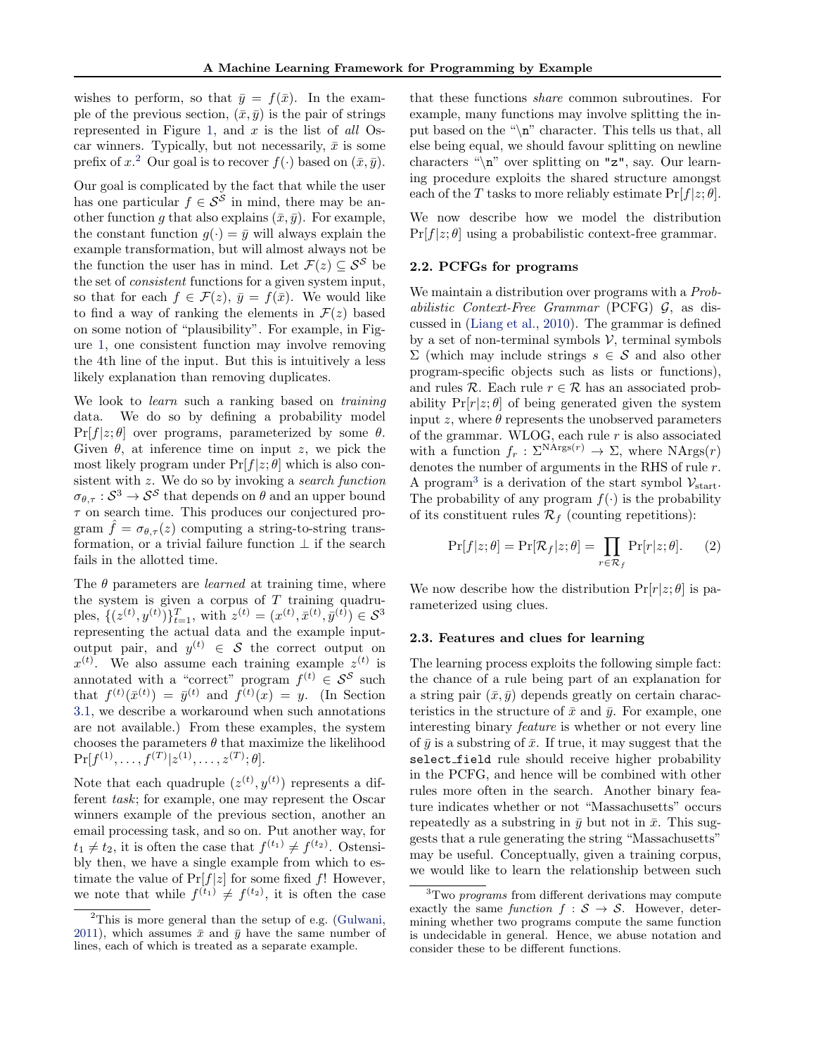wishes to perform, so that $\bar{y} = f(\bar{x})$. In the example of the previous section, $(\bar{x}, \bar{y})$ is the pair of strings represented in Figure 1, and $x$ is the list of *all* Oscar winners. Typically, but not necessarily, $\bar{x}$ is some prefix of $x$.[2] Our goal is to recover $f(\cdot)$ based on $(\bar{x}, \bar{y})$.

Our goal is complicated by the fact that while the user has one particular $f \in \mathcal{S}^{\mathcal{S}}$ in mind, there may be another function $g$ that also explains $(\bar{x}, \bar{y})$. For example, the constant function $g(\cdot) = \bar{y}$ will always explain the example transformation, but will almost always not be the function the user has in mind. Let $\mathcal{F}(z) \subseteq \mathcal{S}^{\mathcal{S}}$ be the set of *consistent* functions for a given system input, so that for each $f \in \mathcal{F}(z)$, $\bar{y} = f(\bar{x})$. We would like to find a way of ranking the elements in $\mathcal{F}(z)$ based on some notion of "plausibility". For example, in Figure 1, one consistent function may involve removing the 4th line of the input. But this is intuitively a less likely explanation than removing duplicates.

We look to *learn* such a ranking based on *training* data. We do so by defining a probability model $\Pr[f|z; \theta]$ over programs, parameterized by some $\theta$. Given $\theta$, at inference time on input $z$, we pick the most likely program under $\Pr[f|z; \theta]$ which is also consistent with $z$. We do so by invoking a *search function* $\sigma_{\theta,\tau} : \mathcal{S}^3 \to \mathcal{S}^{\mathcal{S}}$ that depends on $\theta$ and an upper bound $\tau$ on search time. This produces our conjectured program $\hat{f} = \sigma_{\theta,\tau}(z)$ computing a string-to-string transformation, or a trivial failure function $\perp$ if the search fails in the allotted time.

The $\theta$ parameters are *learned* at training time, where the system is given a corpus of $T$ training quadruples, $\{(z^{(t)}, y^{(t)})\}_{t=1}^{T}$, with $z^{(t)} = (x^{(t)}, \bar{x}^{(t)}, \bar{y}^{(t)}) \in \mathcal{S}^3$ representing the actual data and the example input-output pair, and $y^{(t)} \in \mathcal{S}$ the correct output on $x^{(t)}$. We also assume each training example $z^{(t)}$ is annotated with a "correct" program $f^{(t)} \in \mathcal{S}^{\mathcal{S}}$ such that $f^{(t)}(\bar{x}^{(t)}) = \bar{y}^{(t)}$ and $f^{(t)}(x) = y$. (In Section 3.1, we describe a workaround when such annotations are not available.) From these examples, the system chooses the parameters $\theta$ that maximize the likelihood $\Pr[f^{(1)}, \ldots, f^{(T)}|z^{(1)}, \ldots, z^{(T)}; \theta]$.

Note that each quadruple $(z^{(t)}, y^{(t)})$ represents a different *task*; for example, one may represent the Oscar winners example of the previous section, another an email processing task, and so on. Put another way, for $t_1 \neq t_2$, it is often the case that $f^{(t_1)} \neq f^{(t_2)}$. Ostensibly then, we have a single example from which to estimate the value of $\Pr[f|z]$ for some fixed $f$! However, we note that while $f^{(t_1)} \neq f^{(t_2)}$, it is often the case that these functions *share* common subroutines. For example, many functions may involve splitting the input based on the "\n" character. This tells us that, all else being equal, we should favour splitting on newline characters "\n" over splitting on "z", say. Our learning procedure exploits the shared structure amongst each of the $T$ tasks to more reliably estimate $\Pr[f|z; \theta]$.

We now describe how we model the distribution $\Pr[f|z; \theta]$ using a probabilistic context-free grammar.

### 2.2. PCFGs for programs

We maintain a distribution over programs with a *Probabilistic Context-Free Grammar* (PCFG) $\mathcal{G}$, as discussed in (Liang et al., 2010). The grammar is defined by a set of non-terminal symbols $\mathcal{V}$, terminal symbols $\Sigma$ (which may include strings $s \in \mathcal{S}$ and also other program-specific objects such as lists or functions), and rules $\mathcal{R}$. Each rule $r \in \mathcal{R}$ has an associated probability $\Pr[r|z; \theta]$ of being generated given the system input $z$, where $\theta$ represents the unobserved parameters of the grammar. WLOG, each rule $r$ is also associated with a function $f_r : \Sigma^{\mathrm{NArgs}(r)} \to \Sigma$, where $\mathrm{NArgs}(r)$ denotes the number of arguments in the RHS of rule $r$. A program[3] is a derivation of the start symbol $\mathcal{V}_{\mathrm{start}}$. The probability of any program $f(\cdot)$ is the probability of its constituent rules $\mathcal{R}_f$ (counting repetitions):

$$\Pr[f|z; \theta] = \Pr[\mathcal{R}_f|z; \theta] = \prod_{r \in \mathcal{R}_f} \Pr[r|z; \theta]. \qquad (2)$$

We now describe how the distribution $\Pr[r|z; \theta]$ is parameterized using clues.

### 2.3. Features and clues for learning

The learning process exploits the following simple fact: the chance of a rule being part of an explanation for a string pair $(\bar{x}, \bar{y})$ depends greatly on certain characteristics in the structure of $\bar{x}$ and $\bar{y}$. For example, one interesting binary *feature* is whether or not every line of $\bar{y}$ is a substring of $\bar{x}$. If true, it may suggest that the `select_field` rule should receive higher probability in the PCFG, and hence will be combined with other rules more often in the search. Another binary feature indicates whether or not "Massachusetts" occurs repeatedly as a substring in $\bar{y}$ but not in $\bar{x}$. This suggests that a rule generating the string "Massachusetts" may be useful. Conceptually, given a training corpus, we would like to learn the relationship between such

---

[2] This is more general than the setup of e.g. (Gulwani, 2011), which assumes $\bar{x}$ and $\bar{y}$ have the same number of lines, each of which is treated as a separate example.

[3] Two *programs* from different derivations may compute exactly the same *function* $f : \mathcal{S} \to \mathcal{S}$. However, determining whether two programs compute the same function is undecidable in general. Hence, we abuse notation and consider these to be different functions.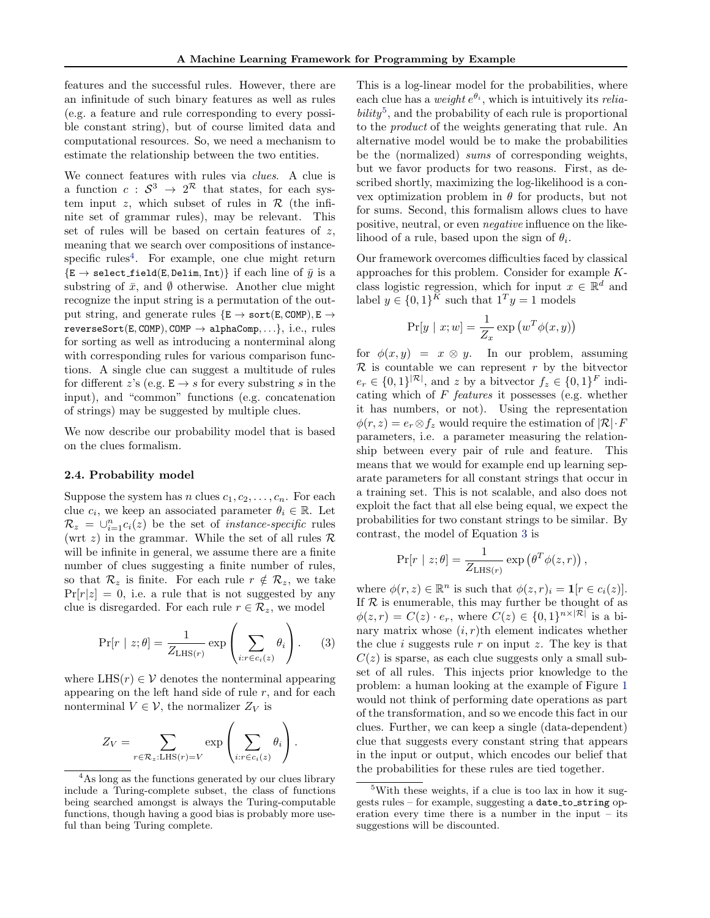features and the successful rules. However, there are an infinitude of such binary features as well as rules (e.g. a feature and rule corresponding to every possible constant string), but of course limited data and computational resources. So, we need a mechanism to estimate the relationship between the two entities.

We connect features with rules via *clues*. A clue is a function $c : \mathcal{S}^3 \to 2^{\mathcal{R}}$ that states, for each system input $z$, which subset of rules in $\mathcal{R}$ (the infinite set of grammar rules), may be relevant. This set of rules will be based on certain features of $z$, meaning that we search over compositions of instance-specific rules[4]. For example, one clue might return $\{\texttt{E} \to \texttt{select\_field(E, Delim, Int)}\}$ if each line of $\bar{y}$ is a substring of $\bar{x}$, and $\emptyset$ otherwise. Another clue might recognize the input string is a permutation of the output string, and generate rules $\{\texttt{E} \to \texttt{sort(E, COMP)}, \texttt{E} \to \texttt{reverseSort(E, COMP)}, \texttt{COMP} \to \texttt{alphaComp}, \ldots\}$, i.e., rules for sorting as well as introducing a nonterminal along with corresponding rules for various comparison functions. A single clue can suggest a multitude of rules for different $z$'s (e.g. $\texttt{E} \to s$ for every substring $s$ in the input), and "common" functions (e.g. concatenation of strings) may be suggested by multiple clues.

We now describe our probability model that is based on the clues formalism.

### 2.4. Probability model

Suppose the system has $n$ clues $c_1, c_2, \ldots, c_n$. For each clue $c_i$, we keep an associated parameter $\theta_i \in \mathbb{R}$. Let $\mathcal{R}_z = \cup_{i=1}^n c_i(z)$ be the set of *instance-specific* rules (wrt $z$) in the grammar. While the set of all rules $\mathcal{R}$ will be infinite in general, we assume there are a finite number of clues suggesting a finite number of rules, so that $\mathcal{R}_z$ is finite. For each rule $r \notin \mathcal{R}_z$, we take $\Pr[r|z] = 0$, i.e. a rule that is not suggested by any clue is disregarded. For each rule $r \in \mathcal{R}_z$, we model

$$\Pr[r \mid z; \theta] = \frac{1}{Z_{\mathrm{LHS}(r)}} \exp\left( \sum_{i: r \in c_i(z)} \theta_i \right). \qquad (3)$$

where $\mathrm{LHS}(r) \in \mathcal{V}$ denotes the nonterminal appearing appearing on the left hand side of rule $r$, and for each nonterminal $V \in \mathcal{V}$, the normalizer $Z_V$ is

$$Z_V = \sum_{r \in \mathcal{R}_z : \mathrm{LHS}(r) = V} \exp\left( \sum_{i: r \in c_i(z)} \theta_i \right).$$

This is a log-linear model for the probabilities, where each clue has a *weight* $e^{\theta_i}$, which is intuitively its *reliability*[5], and the probability of each rule is proportional to the *product* of the weights generating that rule. An alternative model would be to make the probabilities be the (normalized) *sums* of corresponding weights, but we favor products for two reasons. First, as described shortly, maximizing the log-likelihood is a convex optimization problem in $\theta$ for products, but not for sums. Second, this formalism allows clues to have positive, neutral, or even *negative* influence on the likelihood of a rule, based upon the sign of $\theta_i$.

Our framework overcomes difficulties faced by classical approaches for this problem. Consider for example $K$-class logistic regression, which for input $x \in \mathbb{R}^d$ and label $y \in \{0,1\}^K$ such that $1^T y = 1$ models

$$\Pr[y \mid x; w] = \frac{1}{Z_x} \exp\left( w^T \phi(x, y) \right)$$

for $\phi(x, y) = x \otimes y$. In our problem, assuming $\mathcal{R}$ is countable we can represent $r$ by the bitvector $e_r \in \{0,1\}^{|\mathcal{R}|}$, and $z$ by a bitvector $f_z \in \{0,1\}^F$ indicating which of $F$ *features* it possesses (e.g. whether it has numbers, or not). Using the representation $\phi(r, z) = e_r \otimes f_z$ would require the estimation of $|\mathcal{R}| \cdot F$ parameters, i.e. a parameter measuring the relationship between every pair of rule and feature. This means that we would for example end up learning separate parameters for all constant strings that occur in a training set. This is not scalable, and also does not exploit the fact that all else being equal, we expect the probabilities for two constant strings to be similar. By contrast, the model of Equation 3 is

$$\Pr[r \mid z; \theta] = \frac{1}{Z_{\mathrm{LHS}(r)}} \exp\left( \theta^T \phi(z, r) \right),$$

where $\phi(r, z) \in \mathbb{R}^n$ is such that $\phi(z, r)_i = \mathbf{1}[r \in c_i(z)]$. If $\mathcal{R}$ is enumerable, this may further be thought of as $\phi(z, r) = C(z) \cdot e_r$, where $C(z) \in \{0,1\}^{n \times |\mathcal{R}|}$ is a binary matrix whose $(i, r)$th element indicates whether the clue $i$ suggests rule $r$ on input $z$. The key is that $C(z)$ is sparse, as each clue suggests only a small subset of all rules. This injects prior knowledge to the problem: a human looking at the example of Figure 1 would not think of performing date operations as part of the transformation, and so we encode this fact in our clues. Further, we can keep a single (data-dependent) clue that suggests every constant string that appears in the input or output, which encodes our belief that the probabilities for these rules are tied together.

[4]As long as the functions generated by our clues library include a Turing-complete subset, the class of functions being searched amongst is always the Turing-computable functions, though having a good bias is probably more useful than being Turing complete.

[5]With these weights, if a clue is too lax in how it suggests rules – for example, suggesting a `date_to_string` operation every time there is a number in the input – its suggestions will be discounted.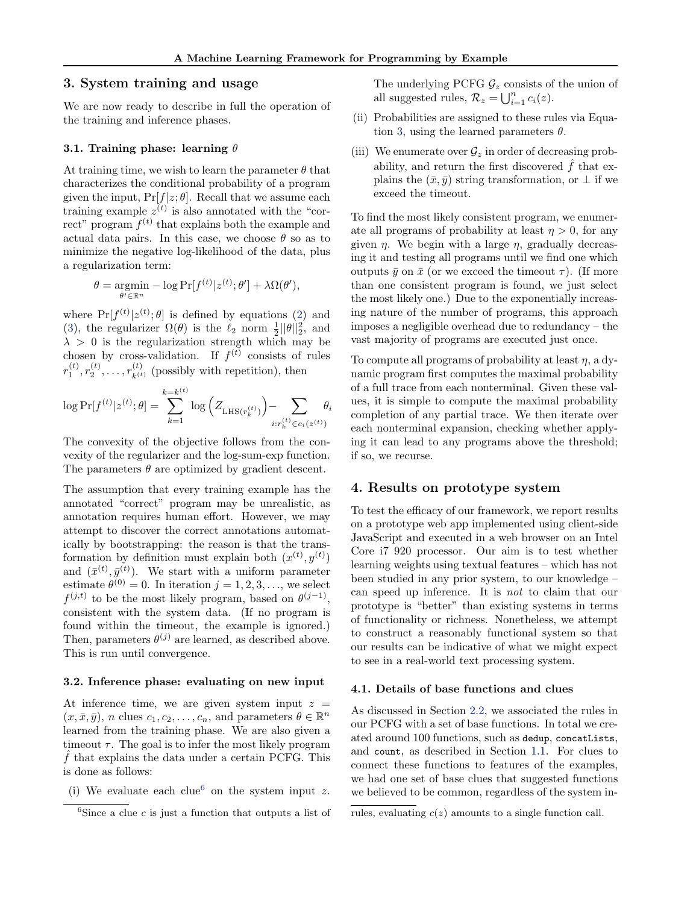## 3. System training and usage

We are now ready to describe in full the operation of the training and inference phases.

### 3.1. Training phase: learning $\theta$

At training time, we wish to learn the parameter $\theta$ that characterizes the conditional probability of a program given the input, $\Pr[f|z;\theta]$. Recall that we assume each training example $z^{(t)}$ is also annotated with the "correct" program $f^{(t)}$ that explains both the example and actual data pairs. In this case, we choose $\theta$ so as to minimize the negative log-likelihood of the data, plus a regularization term:

$$\theta = \operatorname*{argmin}_{\theta' \in \mathbb{R}^n} -\log \Pr[f^{(t)}|z^{(t)};\theta'] + \lambda \Omega(\theta'),$$

where $\Pr[f^{(t)}|z^{(t)};\theta]$ is defined by equations (2) and (3), the regularizer $\Omega(\theta)$ is the $\ell_2$ norm $\frac{1}{2}||\theta||_2^2$, and $\lambda > 0$ is the regularization strength which may be chosen by cross-validation. If $f^{(t)}$ consists of rules $r_1^{(t)}, r_2^{(t)}, \ldots, r_{k^{(t)}}^{(t)}$ (possibly with repetition), then

$$\log \Pr[f^{(t)}|z^{(t)};\theta] = \sum_{k=1}^{k=k^{(t)}} \log\left(Z_{\mathrm{LHS}(r_k^{(t)})}\right) - \sum_{i:r_k^{(t)} \in c_i(z^{(t)})} \theta_i$$

The convexity of the objective follows from the convexity of the regularizer and the log-sum-exp function. The parameters $\theta$ are optimized by gradient descent.

The assumption that every training example has the annotated "correct" program may be unrealistic, as annotation requires human effort. However, we may attempt to discover the correct annotations automatically by bootstrapping: the reason is that the transformation by definition must explain both $(x^{(t)}, y^{(t)})$ and $(\bar{x}^{(t)}, \bar{y}^{(t)})$. We start with a uniform parameter estimate $\theta^{(0)} = 0$. In iteration $j = 1, 2, 3, \ldots$, we select $f^{(j,t)}$ to be the most likely program, based on $\theta^{(j-1)}$, consistent with the system data. (If no program is found within the timeout, the example is ignored.) Then, parameters $\theta^{(j)}$ are learned, as described above. This is run until convergence.

### 3.2. Inference phase: evaluating on new input

At inference time, we are given system input $z = (x, \bar{x}, \bar{y})$, $n$ clues $c_1, c_2, \ldots, c_n$, and parameters $\theta \in \mathbb{R}^n$ learned from the training phase. We are also given a timeout $\tau$. The goal is to infer the most likely program $\hat{f}$ that explains the data under a certain PCFG. This is done as follows:

(i) We evaluate each clue[6] on the system input $z$. The underlying PCFG $\mathcal{G}_z$ consists of the union of all suggested rules, $\mathcal{R}_z = \bigcup_{i=1}^{n} c_i(z)$.

(ii) Probabilities are assigned to these rules via Equation 3, using the learned parameters $\theta$.

(iii) We enumerate over $\mathcal{G}_z$ in order of decreasing probability, and return the first discovered $\hat{f}$ that explains the $(\bar{x}, \bar{y})$ string transformation, or $\perp$ if we exceed the timeout.

To find the most likely consistent program, we enumerate all programs of probability at least $\eta > 0$, for any given $\eta$. We begin with a large $\eta$, gradually decreasing it and testing all programs until we find one which outputs $\bar{y}$ on $\bar{x}$ (or we exceed the timeout $\tau$). (If more than one consistent program is found, we just select the most likely one.) Due to the exponentially increasing nature of the number of programs, this approach imposes a negligible overhead due to redundancy – the vast majority of programs are executed just once.

To compute all programs of probability at least $\eta$, a dynamic program first computes the maximal probability of a full trace from each nonterminal. Given these values, it is simple to compute the maximal probability completion of any partial trace. We then iterate over each nonterminal expansion, checking whether applying it can lead to any programs above the threshold; if so, we recurse.

## 4. Results on prototype system

To test the efficacy of our framework, we report results on a prototype web app implemented using client-side JavaScript and executed in a web browser on an Intel Core i7 920 processor. Our aim is to test whether learning weights using textual features – which has not been studied in any prior system, to our knowledge – can speed up inference. It is *not* to claim that our prototype is "better" than existing systems in terms of functionality or richness. Nonetheless, we attempt to construct a reasonably functional system so that our results can be indicative of what we might expect to see in a real-world text processing system.

### 4.1. Details of base functions and clues

As discussed in Section 2.2, we associated the rules in our PCFG with a set of base functions. In total we created around 100 functions, such as `dedup`, `concatLists`, and `count`, as described in Section 1.1. For clues to connect these functions to features of the examples, we had one set of base clues that suggested functions we believed to be common, regardless of the system in-

[6] Since a clue $c$ is just a function that outputs a list of rules, evaluating $c(z)$ amounts to a single function call.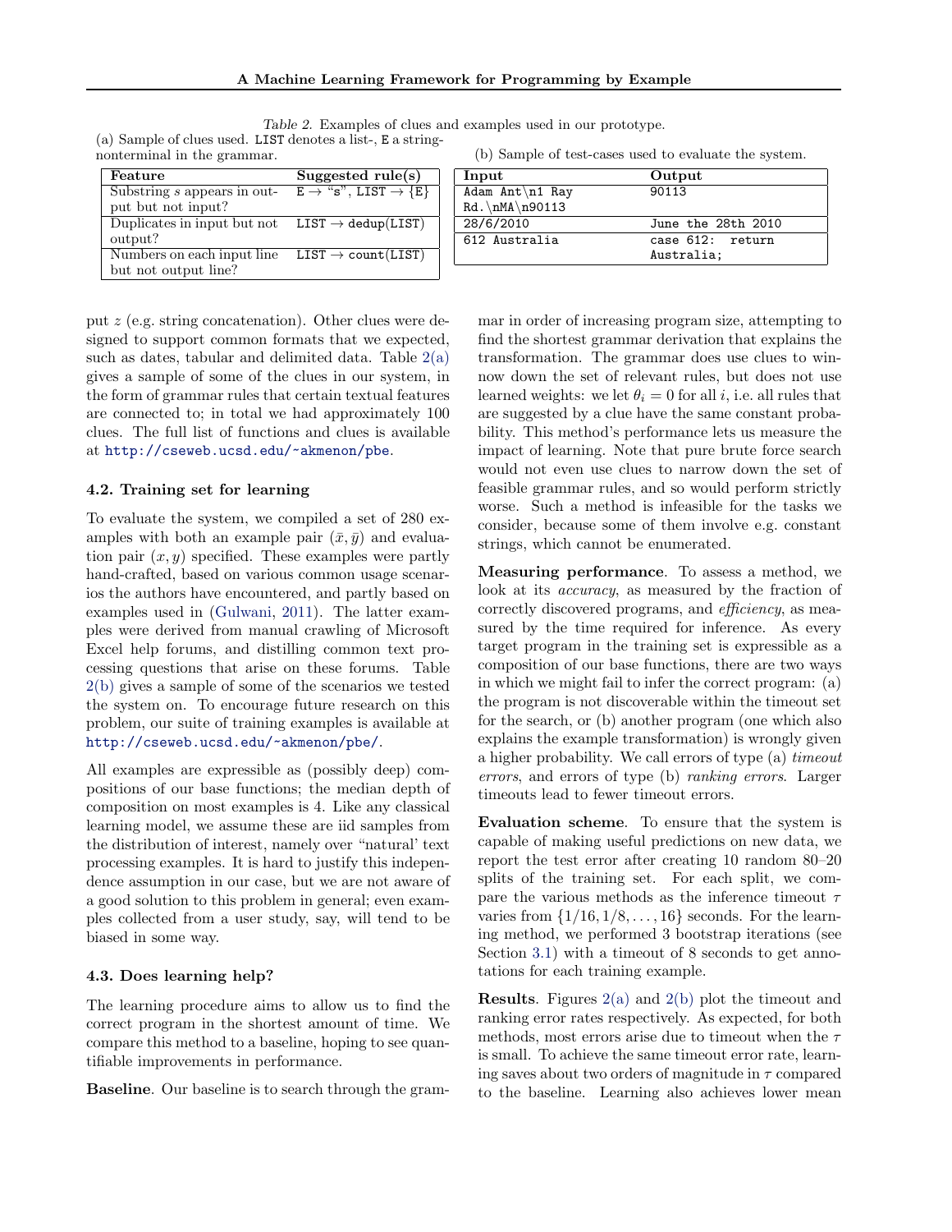Table 2. Examples of clues and examples used in our prototype.

(a) Sample of clues used. LIST denotes a list-, E a string-nonterminal in the grammar.

| Feature | Suggested rule(s) |
|---|---|
| Substring $s$ appears in output but not input? | E → "s", LIST → {E} |
| Duplicates in input but not output? | LIST → dedup(LIST) |
| Numbers on each input line but not output line? | LIST → count(LIST) |

(b) Sample of test-cases used to evaluate the system.

| Input | Output |
|---|---|
| `Adam Ant\n1 Ray Rd.\nMA\n90113` | `90113` |
| `28/6/2010` | `June the 28th 2010` |
| `612 Australia` | `case 612: return Australia;` |

put $z$ (e.g. string concatenation). Other clues were designed to support common formats that we expected, such as dates, tabular and delimited data. Table 2(a) gives a sample of some of the clues in our system, in the form of grammar rules that certain textual features are connected to; in total we had approximately 100 clues. The full list of functions and clues is available at http://cseweb.ucsd.edu/~akmenon/pbe.

### 4.2. Training set for learning

To evaluate the system, we compiled a set of 280 examples with both an example pair $(\bar{x}, \bar{y})$ and evaluation pair $(x, y)$ specified. These examples were partly hand-crafted, based on various common usage scenarios the authors have encountered, and partly based on examples used in (Gulwani, 2011). The latter examples were derived from manual crawling of Microsoft Excel help forums, and distilling common text processing questions that arise on these forums. Table 2(b) gives a sample of some of the scenarios we tested the system on. To encourage future research on this problem, our suite of training examples is available at http://cseweb.ucsd.edu/~akmenon/pbe/.

All examples are expressible as (possibly deep) compositions of our base functions; the median depth of composition on most examples is 4. Like any classical learning model, we assume these are iid samples from the distribution of interest, namely over "natural' text processing examples. It is hard to justify this independence assumption in our case, but we are not aware of a good solution to this problem in general; even examples collected from a user study, say, will tend to be biased in some way.

### 4.3. Does learning help?

The learning procedure aims to allow us to find the correct program in the shortest amount of time. We compare this method to a baseline, hoping to see quantifiable improvements in performance.

**Baseline**. Our baseline is to search through the grammar in order of increasing program size, attempting to find the shortest grammar derivation that explains the transformation. The grammar does use clues to winnow down the set of relevant rules, but does not use learned weights: we let $\theta_i = 0$ for all $i$, i.e. all rules that are suggested by a clue have the same constant probability. This method's performance lets us measure the impact of learning. Note that pure brute force search would not even use clues to narrow down the set of feasible grammar rules, and so would perform strictly worse. Such a method is infeasible for the tasks we consider, because some of them involve e.g. constant strings, which cannot be enumerated.

**Measuring performance**. To assess a method, we look at its *accuracy*, as measured by the fraction of correctly discovered programs, and *efficiency*, as measured by the time required for inference. As every target program in the training set is expressible as a composition of our base functions, there are two ways in which we might fail to infer the correct program: (a) the program is not discoverable within the timeout set for the search, or (b) another program (one which also explains the example transformation) is wrongly given a higher probability. We call errors of type (a) *timeout errors*, and errors of type (b) *ranking errors*. Larger timeouts lead to fewer timeout errors.

**Evaluation scheme**. To ensure that the system is capable of making useful predictions on new data, we report the test error after creating 10 random 80–20 splits of the training set. For each split, we compare the various methods as the inference timeout $\tau$ varies from $\{1/16, 1/8, \ldots, 16\}$ seconds. For the learning method, we performed 3 bootstrap iterations (see Section 3.1) with a timeout of 8 seconds to get annotations for each training example.

**Results**. Figures 2(a) and 2(b) plot the timeout and ranking error rates respectively. As expected, for both methods, most errors arise due to timeout when the $\tau$ is small. To achieve the same timeout error rate, learning saves about two orders of magnitude in $\tau$ compared to the baseline. Learning also achieves lower mean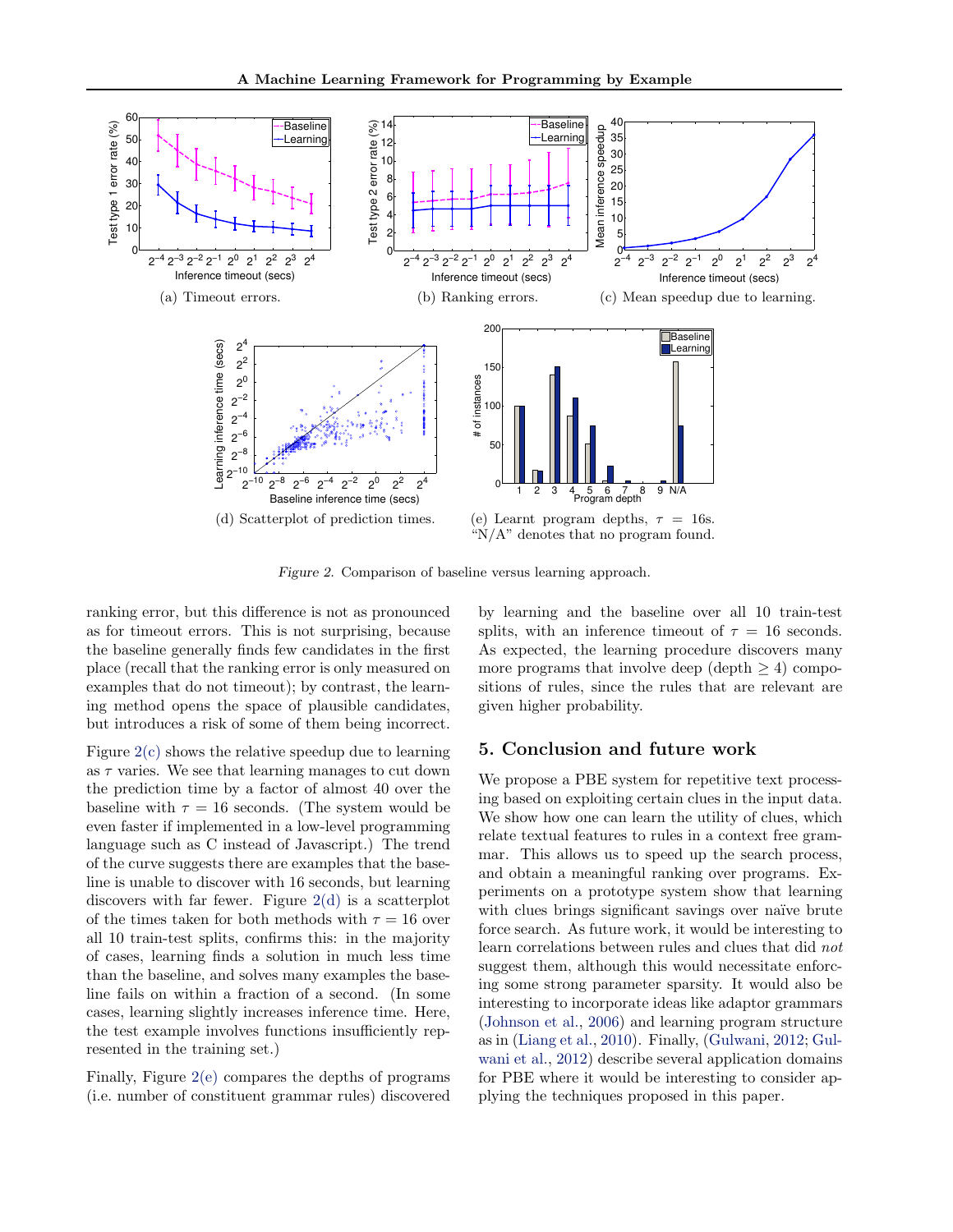(a) Timeout errors.

(b) Ranking errors.

(c) Mean speedup due to learning.

(d) Scatterplot of prediction times.

(e) Learnt program depths, $\tau = 16$s. "N/A" denotes that no program found.

*Figure 2.* Comparison of baseline versus learning approach.

ranking error, but this difference is not as pronounced as for timeout errors. This is not surprising, because the baseline generally finds few candidates in the first place (recall that the ranking error is only measured on examples that do not timeout); by contrast, the learning method opens the space of plausible candidates, but introduces a risk of some of them being incorrect.

Figure 2(c) shows the relative speedup due to learning as $\tau$ varies. We see that learning manages to cut down the prediction time by a factor of almost 40 over the baseline with $\tau = 16$ seconds. (The system would be even faster if implemented in a low-level programming language such as C instead of Javascript.) The trend of the curve suggests there are examples that the baseline is unable to discover with 16 seconds, but learning discovers with far fewer. Figure 2(d) is a scatterplot of the times taken for both methods with $\tau = 16$ over all 10 train-test splits, confirms this: in the majority of cases, learning finds a solution in much less time than the baseline, and solves many examples the baseline fails on within a fraction of a second. (In some cases, learning slightly increases inference time. Here, the test example involves functions insufficiently represented in the training set.)

Finally, Figure 2(e) compares the depths of programs (i.e. number of constituent grammar rules) discovered by learning and the baseline over all 10 train-test splits, with an inference timeout of $\tau = 16$ seconds. As expected, the learning procedure discovers many more programs that involve deep (depth $\geq 4$) compositions of rules, since the rules that are relevant are given higher probability.

## 5. Conclusion and future work

We propose a PBE system for repetitive text processing based on exploiting certain clues in the input data. We show how one can learn the utility of clues, which relate textual features to rules in a context free grammar. This allows us to speed up the search process, and obtain a meaningful ranking over programs. Experiments on a prototype system show that learning with clues brings significant savings over naïve brute force search. As future work, it would be interesting to learn correlations between rules and clues that did *not* suggest them, although this would necessitate enforcing some strong parameter sparsity. It would also be interesting to incorporate ideas like adaptor grammars (Johnson et al., 2006) and learning program structure as in (Liang et al., 2010). Finally, (Gulwani, 2012; Gulwani et al., 2012) describe several application domains for PBE where it would be interesting to consider applying the techniques proposed in this paper.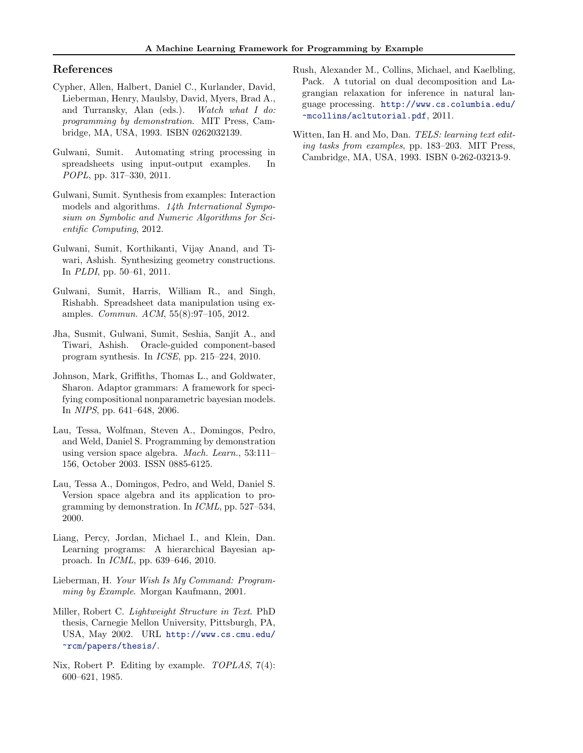## References

Cypher, Allen, Halbert, Daniel C., Kurlander, David, Lieberman, Henry, Maulsby, David, Myers, Brad A., and Turransky, Alan (eds.). *Watch what I do: programming by demonstration*. MIT Press, Cambridge, MA, USA, 1993. ISBN 0262032139.

Gulwani, Sumit. Automating string processing in spreadsheets using input-output examples. In *POPL*, pp. 317–330, 2011.

Gulwani, Sumit. Synthesis from examples: Interaction models and algorithms. *14th International Symposium on Symbolic and Numeric Algorithms for Scientific Computing*, 2012.

Gulwani, Sumit, Korthikanti, Vijay Anand, and Tiwari, Ashish. Synthesizing geometry constructions. In *PLDI*, pp. 50–61, 2011.

Gulwani, Sumit, Harris, William R., and Singh, Rishabh. Spreadsheet data manipulation using examples. *Commun. ACM*, 55(8):97–105, 2012.

Jha, Susmit, Gulwani, Sumit, Seshia, Sanjit A., and Tiwari, Ashish. Oracle-guided component-based program synthesis. In *ICSE*, pp. 215–224, 2010.

Johnson, Mark, Griffiths, Thomas L., and Goldwater, Sharon. Adaptor grammars: A framework for specifying compositional nonparametric bayesian models. In *NIPS*, pp. 641–648, 2006.

Lau, Tessa, Wolfman, Steven A., Domingos, Pedro, and Weld, Daniel S. Programming by demonstration using version space algebra. *Mach. Learn.*, 53:111–156, October 2003. ISSN 0885-6125.

Lau, Tessa A., Domingos, Pedro, and Weld, Daniel S. Version space algebra and its application to programming by demonstration. In *ICML*, pp. 527–534, 2000.

Liang, Percy, Jordan, Michael I., and Klein, Dan. Learning programs: A hierarchical Bayesian approach. In *ICML*, pp. 639–646, 2010.

Lieberman, H. *Your Wish Is My Command: Programming by Example*. Morgan Kaufmann, 2001.

Miller, Robert C. *Lightweight Structure in Text*. PhD thesis, Carnegie Mellon University, Pittsburgh, PA, USA, May 2002. URL http://www.cs.cmu.edu/~rcm/papers/thesis/.

Nix, Robert P. Editing by example. *TOPLAS*, 7(4): 600–621, 1985.

Rush, Alexander M., Collins, Michael, and Kaelbling, Pack. A tutorial on dual decomposition and Lagrangian relaxation for inference in natural language processing. http://www.cs.columbia.edu/~mcollins/acltutorial.pdf, 2011.

Witten, Ian H. and Mo, Dan. *TELS: learning text editing tasks from examples*, pp. 183–203. MIT Press, Cambridge, MA, USA, 1993. ISBN 0-262-03213-9.